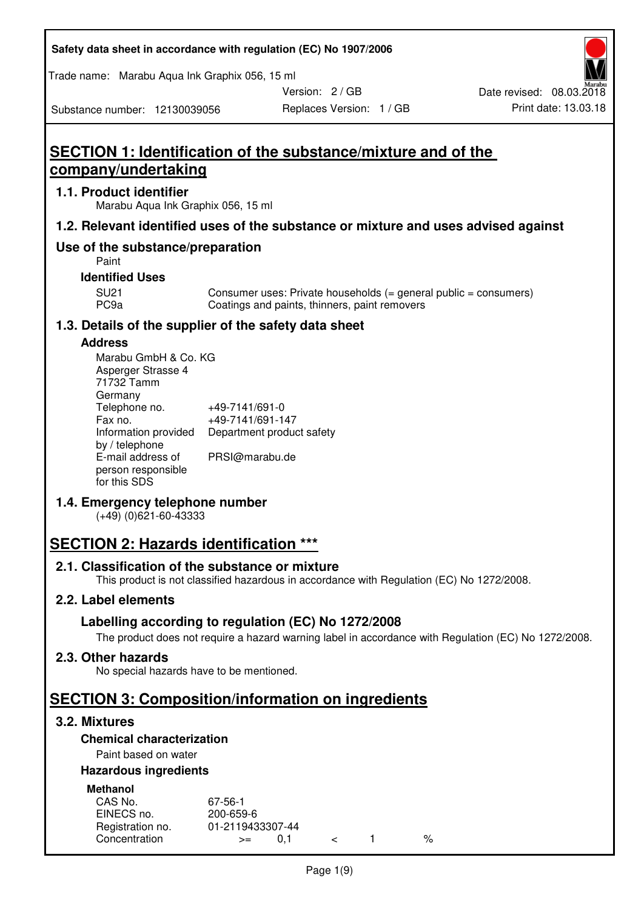# SECTION 1: Identification of the substance/mixture and of the company/undertaking

## 1.1. Product identifier

Marabu Aqua Ink Graphix 056, 15 ml

## 1.2. Relevant identified uses of the substance or mixture and uses advised against

### Use of the substance/preparation

Paint

**Identified Uses**

| | |
|---|---|
| SU21 | Consumer uses: Private households (= general public = consumers) |
| PC9a | Coatings and paints, thinners, paint removers |

## 1.3. Details of the supplier of the safety data sheet

**Address**

Marabu GmbH & Co. KG
Asperger Strasse 4
71732 Tamm
Germany

| | |
|---|---|
| Telephone no. | +49-7141/691-0 |
| Fax no. | +49-7141/691-147 |
| Information provided by / telephone | Department product safety |
| E-mail address of person responsible for this SDS | PRSI@marabu.de |

## 1.4. Emergency telephone number

(+49) (0)621-60-43333

# SECTION 2: Hazards identification ***

## 2.1. Classification of the substance or mixture

This product is not classified hazardous in accordance with Regulation (EC) No 1272/2008.

## 2.2. Label elements

### Labelling according to regulation (EC) No 1272/2008

The product does not require a hazard warning label in accordance with Regulation (EC) No 1272/2008.

## 2.3. Other hazards

No special hazards have to be mentioned.

# SECTION 3: Composition/information on ingredients

## 3.2. Mixtures

**Chemical characterization**

Paint based on water

**Hazardous ingredients**

**Methanol**

| | |
|---|---|
| CAS No. | 67-56-1 |
| EINECS no. | 200-659-6 |
| Registration no. | 01-2119433307-44 |
| Concentration | >= 0,1 < 1 % |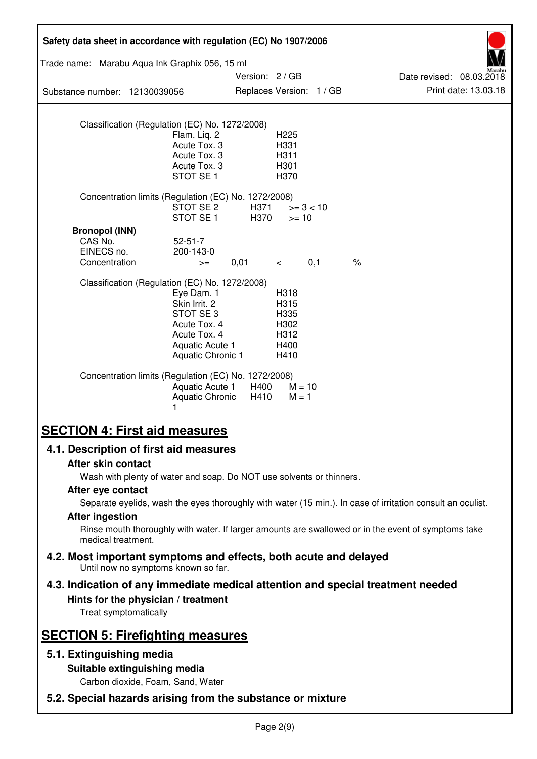Classification (Regulation (EC) No. 1272/2008)

| | |
|---|---|
| Flam. Liq. 2 | H225 |
| Acute Tox. 3 | H331 |
| Acute Tox. 3 | H311 |
| Acute Tox. 3 | H301 |
| STOT SE 1 | H370 |

Concentration limits (Regulation (EC) No. 1272/2008)

| | | |
|---|---|---|
| STOT SE 2 | H371 | >= 3 < 10 |
| STOT SE 1 | H370 | >= 10 |

**Bronopol (INN)**

| | |
|---|---|
| CAS No. | 52-51-7 |
| EINECS no. | 200-143-0 |
| Concentration | >= 0,01 < 0,1 % |

Classification (Regulation (EC) No. 1272/2008)

| | |
|---|---|
| Eye Dam. 1 | H318 |
| Skin Irrit. 2 | H315 |
| STOT SE 3 | H335 |
| Acute Tox. 4 | H302 |
| Acute Tox. 4 | H312 |
| Aquatic Acute 1 | H400 |
| Aquatic Chronic 1 | H410 |

Concentration limits (Regulation (EC) No. 1272/2008)

| | | |
|---|---|---|
| Aquatic Acute 1 | H400 | M = 10 |
| Aquatic Chronic 1 | H410 | M = 1 |

# SECTION 4: First aid measures

## 4.1. Description of first aid measures

### After skin contact

Wash with plenty of water and soap. Do NOT use solvents or thinners.

### After eye contact

Separate eyelids, wash the eyes thoroughly with water (15 min.). In case of irritation consult an oculist.

### After ingestion

Rinse mouth thoroughly with water. If larger amounts are swallowed or in the event of symptoms take medical treatment.

## 4.2. Most important symptoms and effects, both acute and delayed

Until now no symptoms known so far.

## 4.3. Indication of any immediate medical attention and special treatment needed

### Hints for the physician / treatment

Treat symptomatically

# SECTION 5: Firefighting measures

## 5.1. Extinguishing media

### Suitable extinguishing media

Carbon dioxide, Foam, Sand, Water

## 5.2. Special hazards arising from the substance or mixture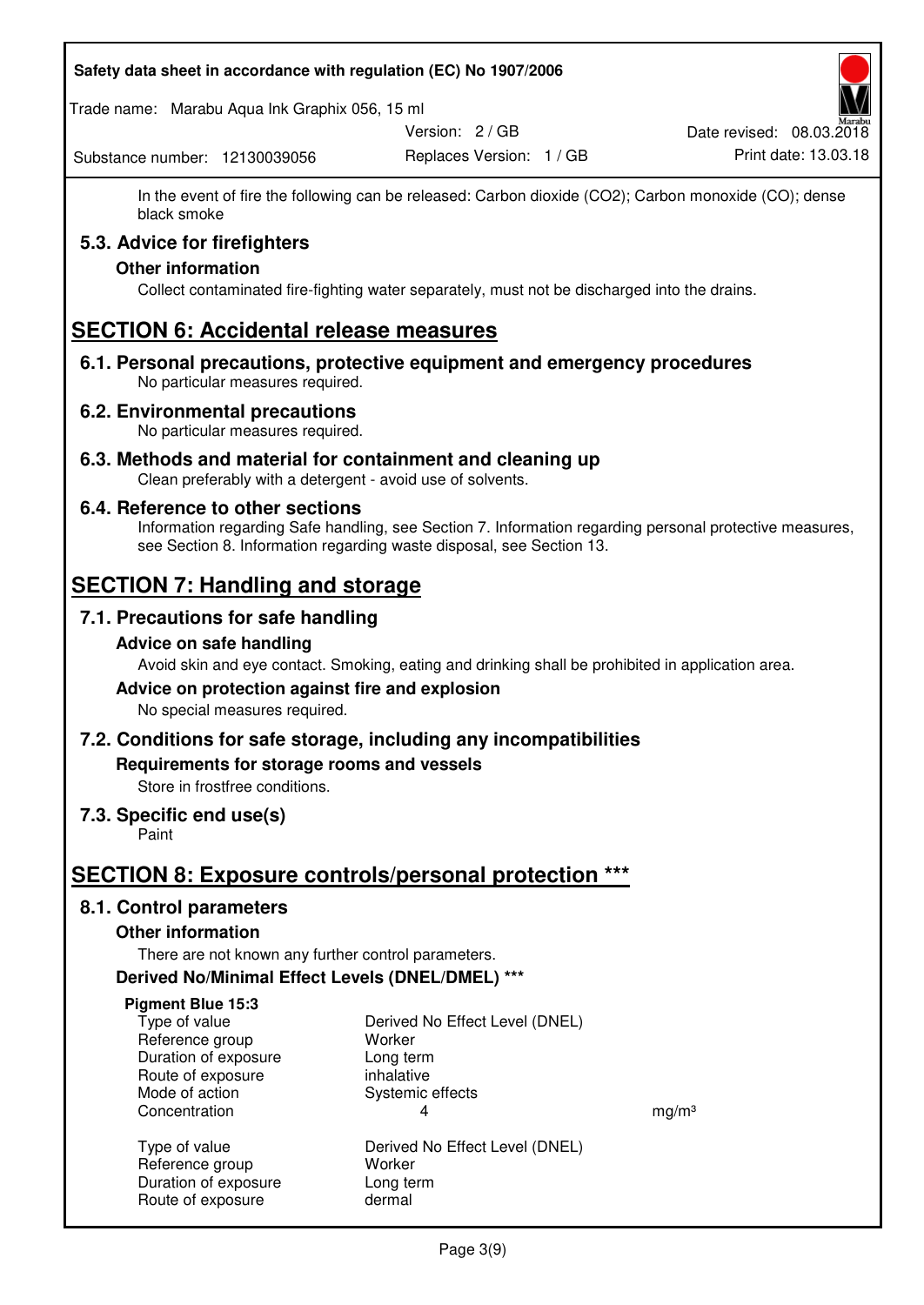In the event of fire the following can be released: Carbon dioxide ($CO_2$); Carbon monoxide (CO); dense black smoke

### 5.3. Advice for firefighters

**Other information**

Collect contaminated fire-fighting water separately, must not be discharged into the drains.

## SECTION 6: Accidental release measures

### 6.1. Personal precautions, protective equipment and emergency procedures

No particular measures required.

### 6.2. Environmental precautions

No particular measures required.

### 6.3. Methods and material for containment and cleaning up

Clean preferably with a detergent - avoid use of solvents.

### 6.4. Reference to other sections

Information regarding Safe handling, see Section 7. Information regarding personal protective measures, see Section 8. Information regarding waste disposal, see Section 13.

## SECTION 7: Handling and storage

### 7.1. Precautions for safe handling

**Advice on safe handling**

Avoid skin and eye contact. Smoking, eating and drinking shall be prohibited in application area.

**Advice on protection against fire and explosion**

No special measures required.

### 7.2. Conditions for safe storage, including any incompatibilities

**Requirements for storage rooms and vessels**

Store in frostfree conditions.

### 7.3. Specific end use(s)

Paint

## SECTION 8: Exposure controls/personal protection ***

### 8.1. Control parameters

**Other information**

There are not known any further control parameters.

**Derived No/Minimal Effect Levels (DNEL/DMEL) ***

**Pigment Blue 15:3**

| | | |
|---|---|---|
| Type of value | Derived No Effect Level (DNEL) | |
| Reference group | Worker | |
| Duration of exposure | Long term | |
| Route of exposure | inhalative | |
| Mode of action | Systemic effects | |
| Concentration | 4 | mg/m³ |

| | |
|---|---|
| Type of value | Derived No Effect Level (DNEL) |
| Reference group | Worker |
| Duration of exposure | Long term |
| Route of exposure | dermal |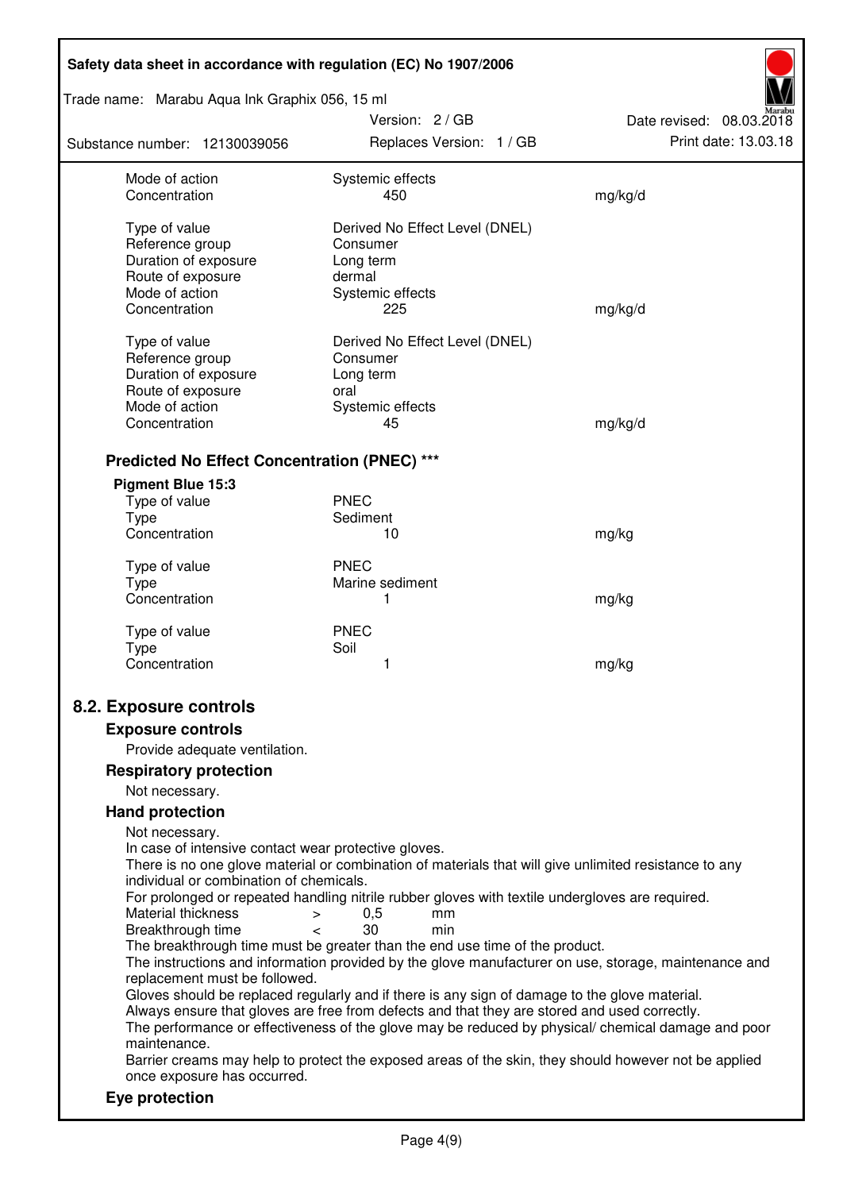| | | |
|---|---|---|
| Mode of action | Systemic effects | |
| Concentration | 450 | mg/kg/d |
| | | |
| Type of value | Derived No Effect Level (DNEL) | |
| Reference group | Consumer | |
| Duration of exposure | Long term | |
| Route of exposure | dermal | |
| Mode of action | Systemic effects | |
| Concentration | 225 | mg/kg/d |
| | | |
| Type of value | Derived No Effect Level (DNEL) | |
| Reference group | Consumer | |
| Duration of exposure | Long term | |
| Route of exposure | oral | |
| Mode of action | Systemic effects | |
| Concentration | 45 | mg/kg/d |

### Predicted No Effect Concentration (PNEC) ***

**Pigment Blue 15:3**

| | | |
|---|---|---|
| Type of value | PNEC | |
| Type | Sediment | |
| Concentration | 10 | mg/kg |
| | | |
| Type of value | PNEC | |
| Type | Marine sediment | |
| Concentration | 1 | mg/kg |
| | | |
| Type of value | PNEC | |
| Type | Soil | |
| Concentration | 1 | mg/kg |

## 8.2. Exposure controls

### Exposure controls

Provide adequate ventilation.

### Respiratory protection

Not necessary.

### Hand protection

Not necessary.
In case of intensive contact wear protective gloves.
There is no one glove material or combination of materials that will give unlimited resistance to any individual or combination of chemicals.
For prolonged or repeated handling nitrile rubber gloves with textile undergloves are required.

| | | | |
|---|---|---|---|
| Material thickness | > | 0,5 | mm |
| Breakthrough time | < | 30 | min |

The breakthrough time must be greater than the end use time of the product.
The instructions and information provided by the glove manufacturer on use, storage, maintenance and replacement must be followed.
Gloves should be replaced regularly and if there is any sign of damage to the glove material.
Always ensure that gloves are free from defects and that they are stored and used correctly.
The performance or effectiveness of the glove may be reduced by physical/ chemical damage and poor maintenance.
Barrier creams may help to protect the exposed areas of the skin, they should however not be applied once exposure has occurred.

### Eye protection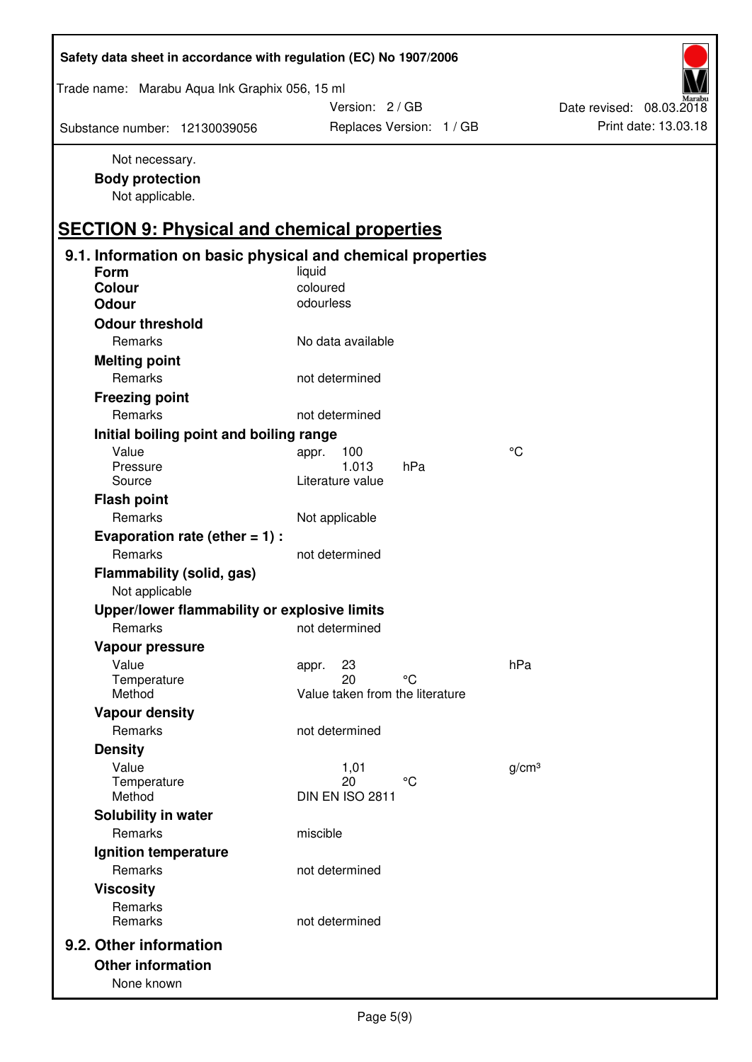Not necessary.

**Body protection**

Not applicable.

## SECTION 9: Physical and chemical properties

### 9.1. Information on basic physical and chemical properties

**Form** liquid

**Colour** coloured

**Odour** odourless

**Odour threshold**

| | | | |
|---|---|---|---|
| Remarks | No data available | | |

**Melting point**

| | | | |
|---|---|---|---|
| Remarks | not determined | | |

**Freezing point**

| | | | |
|---|---|---|---|
| Remarks | not determined | | |

**Initial boiling point and boiling range**

| | | | |
|---|---|---|---|
| Value | appr. 100 | | °C |
| Pressure | 1.013 | hPa | |
| Source | Literature value | | |

**Flash point**

| | | | |
|---|---|---|---|
| Remarks | Not applicable | | |

**Evaporation rate (ether = 1) :**

| | | | |
|---|---|---|---|
| Remarks | not determined | | |

**Flammability (solid, gas)**

Not applicable

**Upper/lower flammability or explosive limits**

| | | | |
|---|---|---|---|
| Remarks | not determined | | |

**Vapour pressure**

| | | | |
|---|---|---|---|
| Value | appr. 23 | | hPa |
| Temperature | 20 | °C | |
| Method | Value taken from the literature | | |

**Vapour density**

| | | | |
|---|---|---|---|
| Remarks | not determined | | |

**Density**

| | | | |
|---|---|---|---|
| Value | 1,01 | | g/cm³ |
| Temperature | 20 | °C | |
| Method | DIN EN ISO 2811 | | |

**Solubility in water**

| | | | |
|---|---|---|---|
| Remarks | miscible | | |

**Ignition temperature**

| | | | |
|---|---|---|---|
| Remarks | not determined | | |

**Viscosity**

| | | | |
|---|---|---|---|
| Remarks | | | |
| Remarks | not determined | | |

### 9.2. Other information

**Other information**

None known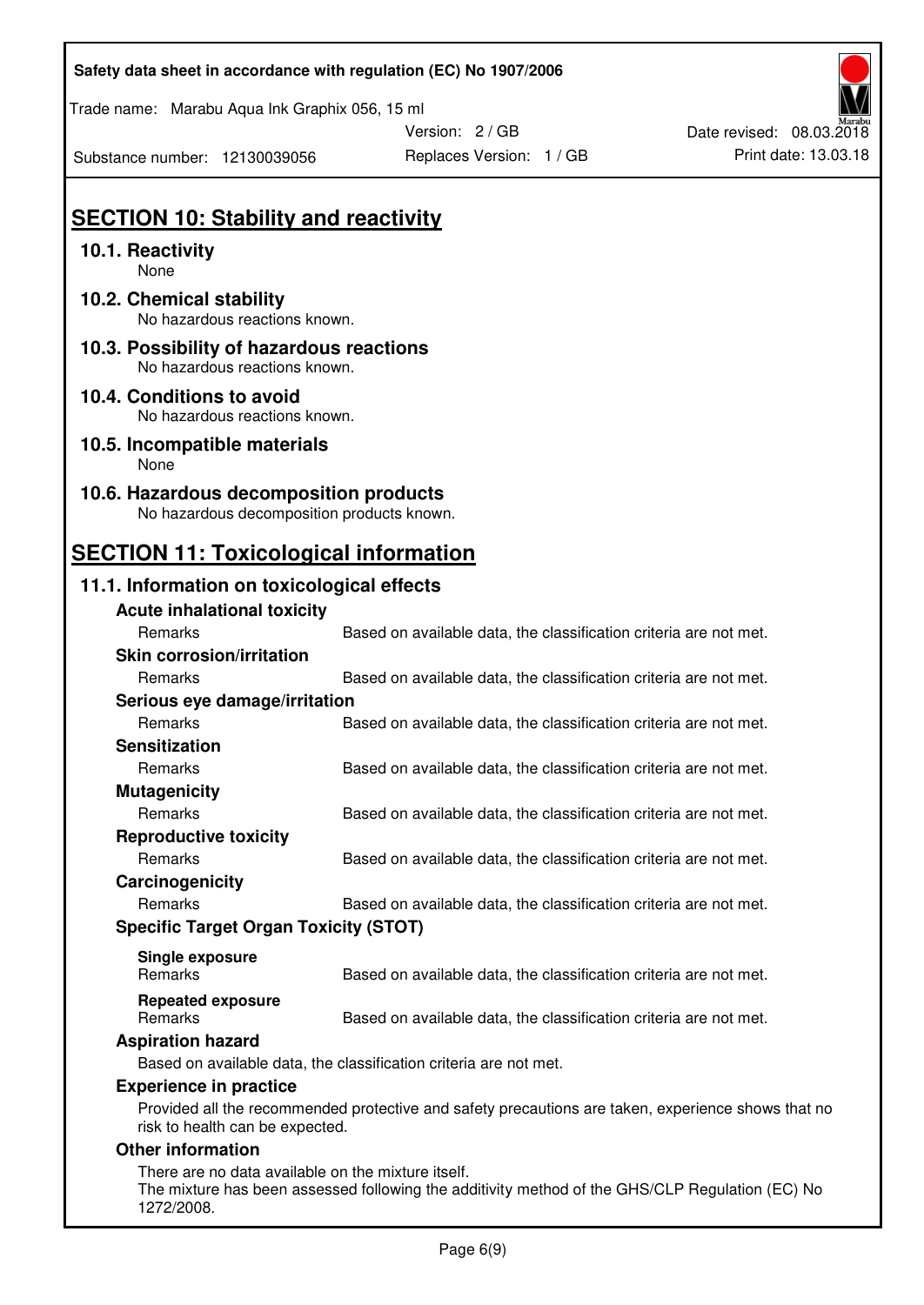## SECTION 10: Stability and reactivity

### 10.1. Reactivity

None

### 10.2. Chemical stability

No hazardous reactions known.

### 10.3. Possibility of hazardous reactions

No hazardous reactions known.

### 10.4. Conditions to avoid

No hazardous reactions known.

### 10.5. Incompatible materials

None

### 10.6. Hazardous decomposition products

No hazardous decomposition products known.

## SECTION 11: Toxicological information

### 11.1. Information on toxicological effects

**Acute inhalational toxicity**

Remarks: Based on available data, the classification criteria are not met.

**Skin corrosion/irritation**

Remarks: Based on available data, the classification criteria are not met.

**Serious eye damage/irritation**

Remarks: Based on available data, the classification criteria are not met.

**Sensitization**

Remarks: Based on available data, the classification criteria are not met.

**Mutagenicity**

Remarks: Based on available data, the classification criteria are not met.

**Reproductive toxicity**

Remarks: Based on available data, the classification criteria are not met.

**Carcinogenicity**

Remarks: Based on available data, the classification criteria are not met.

**Specific Target Organ Toxicity (STOT)**

**Single exposure**

Remarks: Based on available data, the classification criteria are not met.

**Repeated exposure**

Remarks: Based on available data, the classification criteria are not met.

**Aspiration hazard**

Based on available data, the classification criteria are not met.

**Experience in practice**

Provided all the recommended protective and safety precautions are taken, experience shows that no risk to health can be expected.

**Other information**

There are no data available on the mixture itself.
The mixture has been assessed following the additivity method of the GHS/CLP Regulation (EC) No 1272/2008.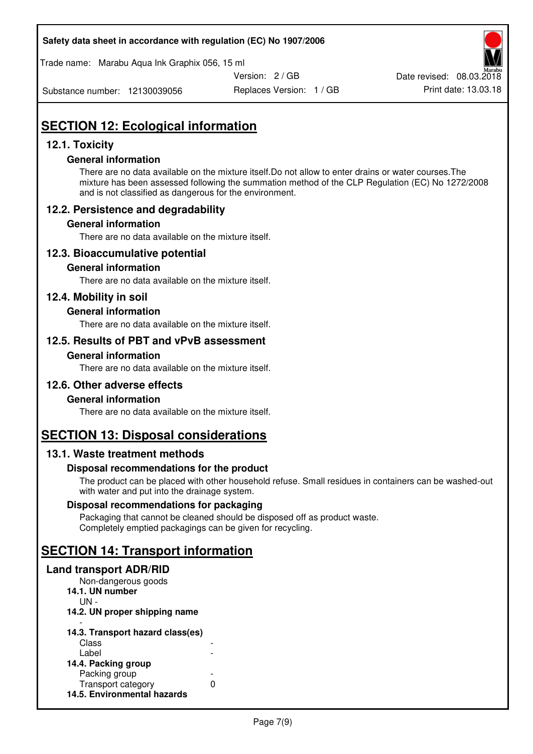# SECTION 12: Ecological information

## 12.1. Toxicity

### General information

There are no data available on the mixture itself.Do not allow to enter drains or water courses.The mixture has been assessed following the summation method of the CLP Regulation (EC) No 1272/2008 and is not classified as dangerous for the environment.

## 12.2. Persistence and degradability

### General information

There are no data available on the mixture itself.

## 12.3. Bioaccumulative potential

### General information

There are no data available on the mixture itself.

## 12.4. Mobility in soil

### General information

There are no data available on the mixture itself.

## 12.5. Results of PBT and vPvB assessment

### General information

There are no data available on the mixture itself.

## 12.6. Other adverse effects

### General information

There are no data available on the mixture itself.

# SECTION 13: Disposal considerations

## 13.1. Waste treatment methods

### Disposal recommendations for the product

The product can be placed with other household refuse. Small residues in containers can be washed-out with water and put into the drainage system.

### Disposal recommendations for packaging

Packaging that cannot be cleaned should be disposed off as product waste.
Completely emptied packagings can be given for recycling.

# SECTION 14: Transport information

## Land transport ADR/RID

Non-dangerous goods

**14.1. UN number**

UN -

**14.2. UN proper shipping name**

-

**14.3. Transport hazard class(es)**

| | |
|---|---|
| Class | - |
| Label | - |

**14.4. Packing group**

| | |
|---|---|
| Packing group | - |
| Transport category | 0 |

**14.5. Environmental hazards**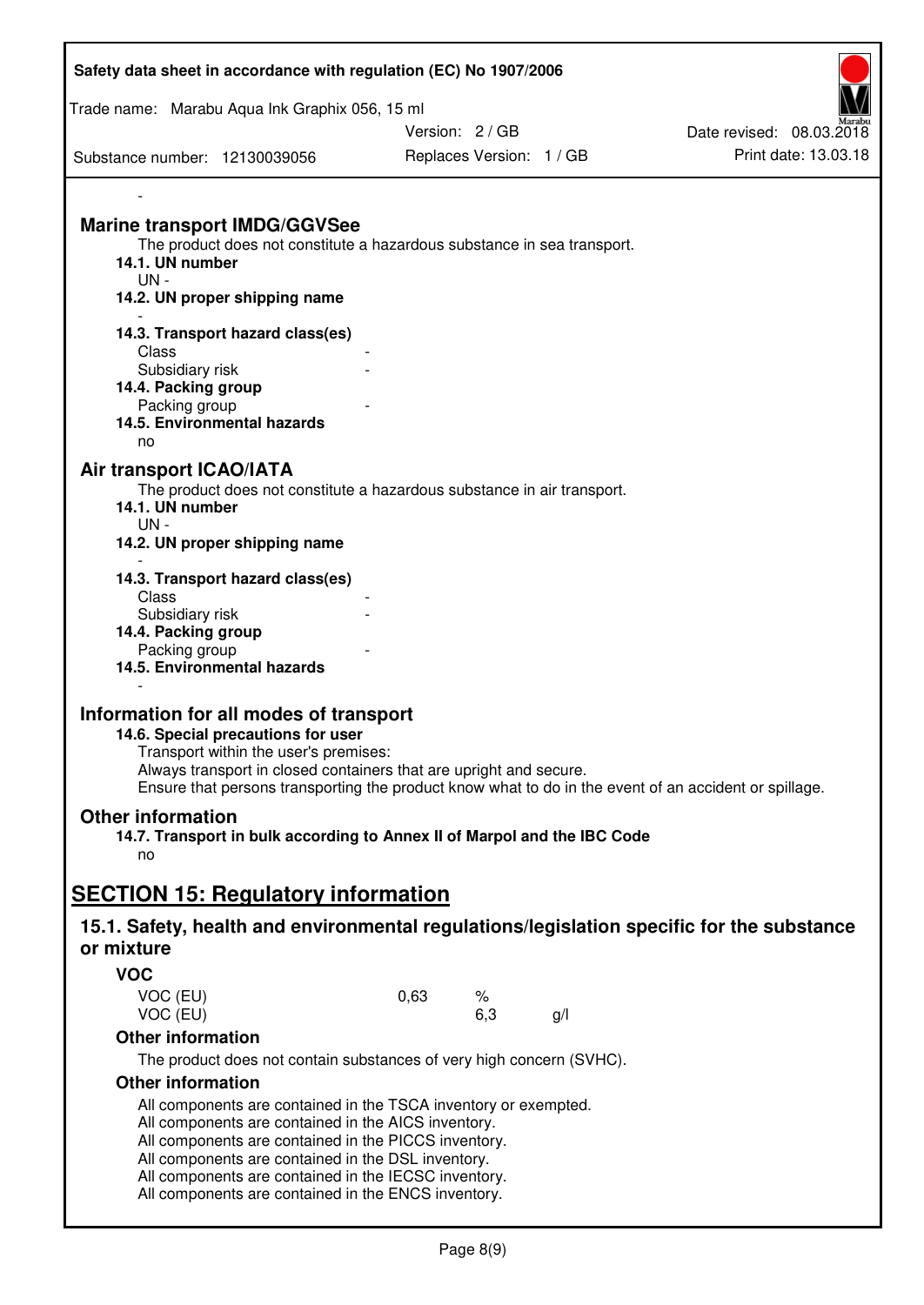-

## Marine transport IMDG/GGVSee

The product does not constitute a hazardous substance in sea transport.

**14.1. UN number**

UN -

**14.2. UN proper shipping name**

-

**14.3. Transport hazard class(es)**

| | |
|---|---|
| Class | - |
| Subsidiary risk | - |

**14.4. Packing group**

| | |
|---|---|
| Packing group | - |

**14.5. Environmental hazards**

no

## Air transport ICAO/IATA

The product does not constitute a hazardous substance in air transport.

**14.1. UN number**

UN -

**14.2. UN proper shipping name**

-

**14.3. Transport hazard class(es)**

| | |
|---|---|
| Class | - |
| Subsidiary risk | - |

**14.4. Packing group**

| | |
|---|---|
| Packing group | - |

**14.5. Environmental hazards**

-

## Information for all modes of transport

**14.6. Special precautions for user**

Transport within the user's premises:
Always transport in closed containers that are upright and secure.
Ensure that persons transporting the product know what to do in the event of an accident or spillage.

## Other information

**14.7. Transport in bulk according to Annex II of Marpol and the IBC Code**

no

# SECTION 15: Regulatory information

## 15.1. Safety, health and environmental regulations/legislation specific for the substance or mixture

### VOC

| | | | |
|---|---|---|---|
| VOC (EU) | 0,63 | % | |
| VOC (EU) | | 6,3 | g/l |

### Other information

The product does not contain substances of very high concern (SVHC).

### Other information

All components are contained in the TSCA inventory or exempted.
All components are contained in the AICS inventory.
All components are contained in the PICCS inventory.
All components are contained in the DSL inventory.
All components are contained in the IECSC inventory.
All components are contained in the ENCS inventory.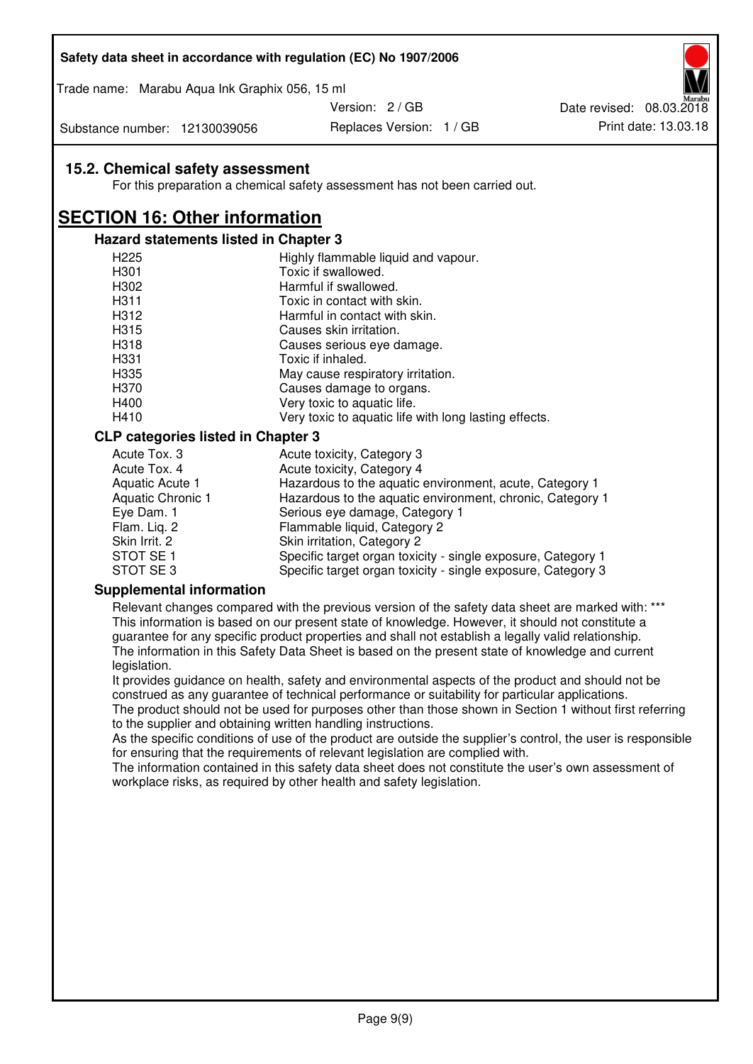## 15.2. Chemical safety assessment

For this preparation a chemical safety assessment has not been carried out.

# SECTION 16: Other information

### Hazard statements listed in Chapter 3

| | |
|---|---|
| H225 | Highly flammable liquid and vapour. |
| H301 | Toxic if swallowed. |
| H302 | Harmful if swallowed. |
| H311 | Toxic in contact with skin. |
| H312 | Harmful in contact with skin. |
| H315 | Causes skin irritation. |
| H318 | Causes serious eye damage. |
| H331 | Toxic if inhaled. |
| H335 | May cause respiratory irritation. |
| H370 | Causes damage to organs. |
| H400 | Very toxic to aquatic life. |
| H410 | Very toxic to aquatic life with long lasting effects. |

### CLP categories listed in Chapter 3

| | |
|---|---|
| Acute Tox. 3 | Acute toxicity, Category 3 |
| Acute Tox. 4 | Acute toxicity, Category 4 |
| Aquatic Acute 1 | Hazardous to the aquatic environment, acute, Category 1 |
| Aquatic Chronic 1 | Hazardous to the aquatic environment, chronic, Category 1 |
| Eye Dam. 1 | Serious eye damage, Category 1 |
| Flam. Liq. 2 | Flammable liquid, Category 2 |
| Skin Irrit. 2 | Skin irritation, Category 2 |
| STOT SE 1 | Specific target organ toxicity - single exposure, Category 1 |
| STOT SE 3 | Specific target organ toxicity - single exposure, Category 3 |

### Supplemental information

Relevant changes compared with the previous version of the safety data sheet are marked with: ***
This information is based on our present state of knowledge. However, it should not constitute a guarantee for any specific product properties and shall not establish a legally valid relationship.
The information in this Safety Data Sheet is based on the present state of knowledge and current legislation.
It provides guidance on health, safety and environmental aspects of the product and should not be construed as any guarantee of technical performance or suitability for particular applications.
The product should not be used for purposes other than those shown in Section 1 without first referring to the supplier and obtaining written handling instructions.
As the specific conditions of use of the product are outside the supplier's control, the user is responsible for ensuring that the requirements of relevant legislation are complied with.
The information contained in this safety data sheet does not constitute the user's own assessment of workplace risks, as required by other health and safety legislation.